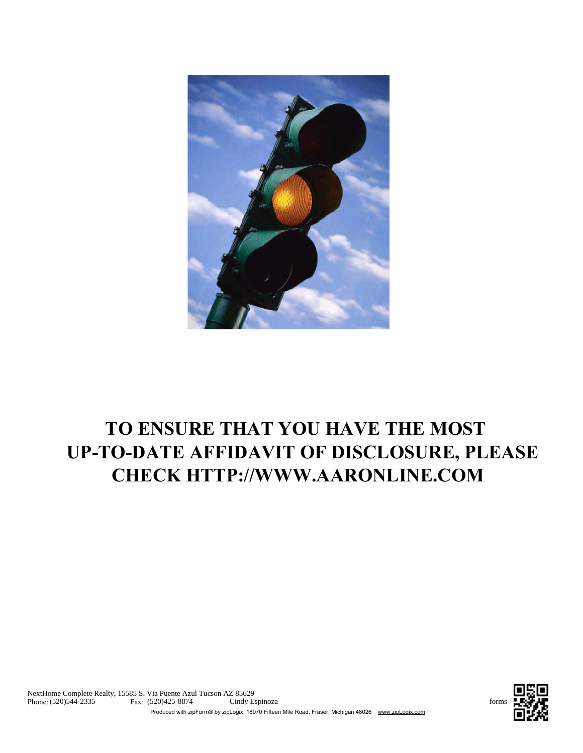**TO ENSURE THAT YOU HAVE THE MOST UP-TO-DATE AFFIDAVIT OF DISCLOSURE, PLEASE CHECK HTTP://WWW.AARONLINE.COM**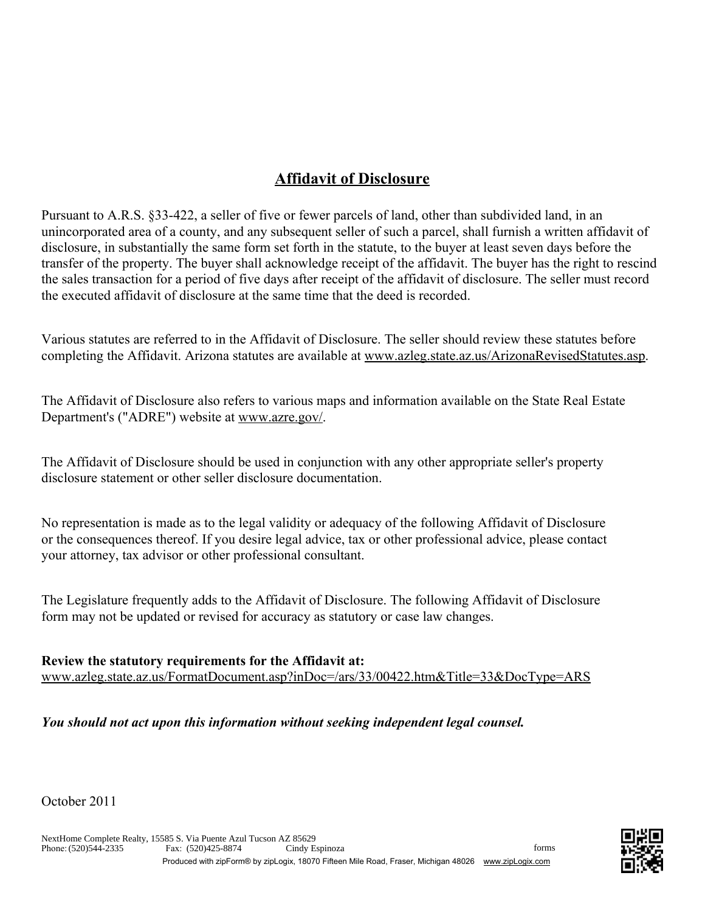# Affidavit of Disclosure

Pursuant to A.R.S. §33-422, a seller of five or fewer parcels of land, other than subdivided land, in an unincorporated area of a county, and any subsequent seller of such a parcel, shall furnish a written affidavit of disclosure, in substantially the same form set forth in the statute, to the buyer at least seven days before the transfer of the property. The buyer shall acknowledge receipt of the affidavit. The buyer has the right to rescind the sales transaction for a period of five days after receipt of the affidavit of disclosure. The seller must record the executed affidavit of disclosure at the same time that the deed is recorded.

Various statutes are referred to in the Affidavit of Disclosure. The seller should review these statutes before completing the Affidavit. Arizona statutes are available at www.azleg.state.az.us/ArizonaRevisedStatutes.asp.

The Affidavit of Disclosure also refers to various maps and information available on the State Real Estate Department's ("ADRE") website at www.azre.gov/.

The Affidavit of Disclosure should be used in conjunction with any other appropriate seller's property disclosure statement or other seller disclosure documentation.

No representation is made as to the legal validity or adequacy of the following Affidavit of Disclosure or the consequences thereof. If you desire legal advice, tax or other professional advice, please contact your attorney, tax advisor or other professional consultant.

The Legislature frequently adds to the Affidavit of Disclosure. The following Affidavit of Disclosure form may not be updated or revised for accuracy as statutory or case law changes.

**Review the statutory requirements for the Affidavit at:**
www.azleg.state.az.us/FormatDocument.asp?inDoc=/ars/33/00422.htm&Title=33&DocType=ARS

***You should not act upon this information without seeking independent legal counsel.***

October 2011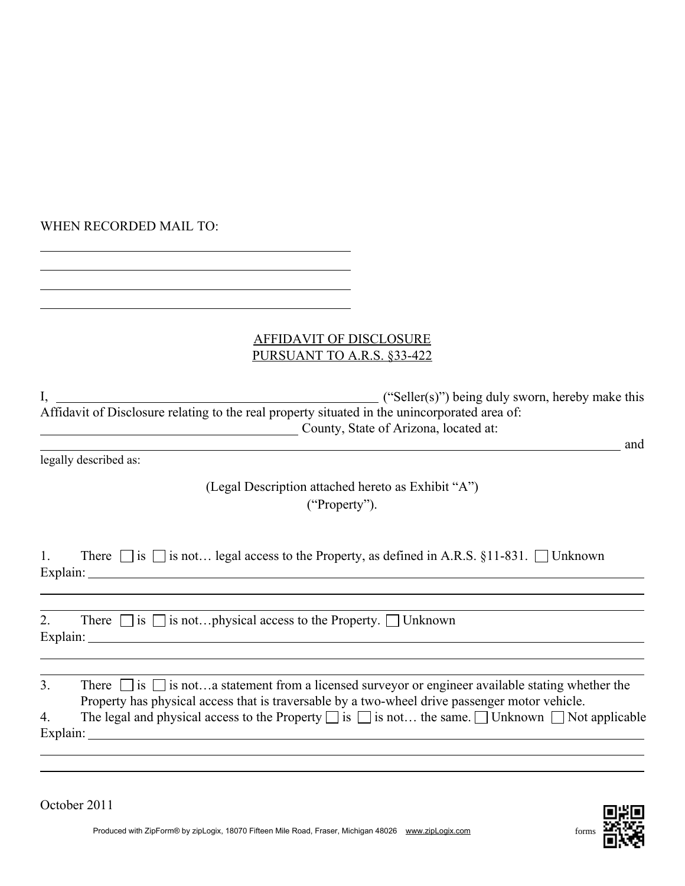WHEN RECORDED MAIL TO:

\_\_\_\_\_\_\_\_\_\_\_\_\_\_\_\_\_\_\_\_\_\_\_\_\_\_\_\_\_\_\_\_\_\_\_\_\_\_\_\_

\_\_\_\_\_\_\_\_\_\_\_\_\_\_\_\_\_\_\_\_\_\_\_\_\_\_\_\_\_\_\_\_\_\_\_\_\_\_\_\_

\_\_\_\_\_\_\_\_\_\_\_\_\_\_\_\_\_\_\_\_\_\_\_\_\_\_\_\_\_\_\_\_\_\_\_\_\_\_\_\_

\_\_\_\_\_\_\_\_\_\_\_\_\_\_\_\_\_\_\_\_\_\_\_\_\_\_\_\_\_\_\_\_\_\_\_\_\_\_\_\_

**AFFIDAVIT OF DISCLOSURE**
**PURSUANT TO A.R.S. §33-422**

I, \_\_\_\_\_\_\_\_\_\_\_\_\_\_\_\_\_\_\_\_\_\_\_\_\_\_\_\_\_\_\_\_\_\_\_\_\_\_\_\_ ("Seller(s)") being duly sworn, hereby make this Affidavit of Disclosure relating to the real property situated in the unincorporated area of: \_\_\_\_\_\_\_\_\_\_\_\_\_\_\_\_\_\_\_\_\_\_\_\_\_\_\_\_\_\_ County, State of Arizona, located at: \_\_\_\_\_\_\_\_\_\_\_\_\_\_\_\_\_\_\_\_\_\_\_\_\_\_\_\_\_\_\_\_\_\_\_\_\_\_\_\_\_\_\_\_\_\_\_\_\_\_\_\_\_\_\_\_\_\_\_\_\_\_\_\_ and legally described as:

(Legal Description attached hereto as Exhibit "A")
("Property").

1. There ☐ is ☐ is not… legal access to the Property, as defined in A.R.S. §11-831. ☐ Unknown
Explain: \_\_\_\_\_\_\_\_\_\_\_\_\_\_\_\_\_\_\_\_\_\_\_\_\_\_\_\_\_\_\_\_\_\_\_\_\_\_\_\_\_\_\_\_\_\_\_\_\_\_\_\_\_\_\_\_\_\_\_\_

\_\_\_\_\_\_\_\_\_\_\_\_\_\_\_\_\_\_\_\_\_\_\_\_\_\_\_\_\_\_\_\_\_\_\_\_\_\_\_\_\_\_\_\_\_\_\_\_\_\_\_\_\_\_\_\_\_\_\_\_\_\_\_\_\_\_\_\_\_\_

\_\_\_\_\_\_\_\_\_\_\_\_\_\_\_\_\_\_\_\_\_\_\_\_\_\_\_\_\_\_\_\_\_\_\_\_\_\_\_\_\_\_\_\_\_\_\_\_\_\_\_\_\_\_\_\_\_\_\_\_\_\_\_\_\_\_\_\_\_\_

2. There ☐ is ☐ is not…physical access to the Property. ☐ Unknown
Explain: \_\_\_\_\_\_\_\_\_\_\_\_\_\_\_\_\_\_\_\_\_\_\_\_\_\_\_\_\_\_\_\_\_\_\_\_\_\_\_\_\_\_\_\_\_\_\_\_\_\_\_\_\_\_\_\_\_\_\_\_

\_\_\_\_\_\_\_\_\_\_\_\_\_\_\_\_\_\_\_\_\_\_\_\_\_\_\_\_\_\_\_\_\_\_\_\_\_\_\_\_\_\_\_\_\_\_\_\_\_\_\_\_\_\_\_\_\_\_\_\_\_\_\_\_\_\_\_\_\_\_

\_\_\_\_\_\_\_\_\_\_\_\_\_\_\_\_\_\_\_\_\_\_\_\_\_\_\_\_\_\_\_\_\_\_\_\_\_\_\_\_\_\_\_\_\_\_\_\_\_\_\_\_\_\_\_\_\_\_\_\_\_\_\_\_\_\_\_\_\_\_

3. There ☐ is ☐ is not…a statement from a licensed surveyor or engineer available stating whether the Property has physical access that is traversable by a two-wheel drive passenger motor vehicle.

4. The legal and physical access to the Property ☐ is ☐ is not… the same. ☐ Unknown ☐ Not applicable
Explain: \_\_\_\_\_\_\_\_\_\_\_\_\_\_\_\_\_\_\_\_\_\_\_\_\_\_\_\_\_\_\_\_\_\_\_\_\_\_\_\_\_\_\_\_\_\_\_\_\_\_\_\_\_\_\_\_\_\_\_\_

\_\_\_\_\_\_\_\_\_\_\_\_\_\_\_\_\_\_\_\_\_\_\_\_\_\_\_\_\_\_\_\_\_\_\_\_\_\_\_\_\_\_\_\_\_\_\_\_\_\_\_\_\_\_\_\_\_\_\_\_\_\_\_\_\_\_\_\_\_\_

\_\_\_\_\_\_\_\_\_\_\_\_\_\_\_\_\_\_\_\_\_\_\_\_\_\_\_\_\_\_\_\_\_\_\_\_\_\_\_\_\_\_\_\_\_\_\_\_\_\_\_\_\_\_\_\_\_\_\_\_\_\_\_\_\_\_\_\_\_\_

October 2011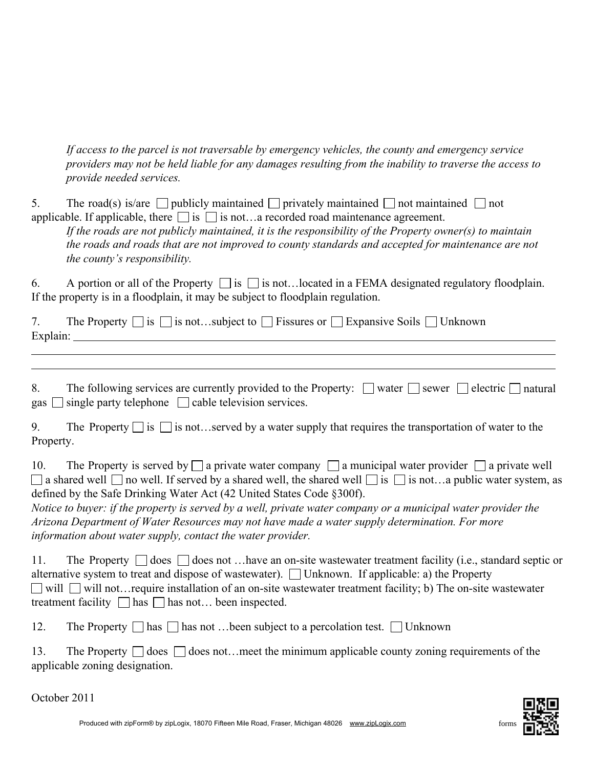*If access to the parcel is not traversable by emergency vehicles, the county and emergency service providers may not be held liable for any damages resulting from the inability to traverse the access to provide needed services.*

5. The road(s) is/are ☐ publicly maintained ☐ privately maintained ☐ not maintained ☐ not applicable. If applicable, there ☐ is ☐ is not…a recorded road maintenance agreement.

*If the roads are not publicly maintained, it is the responsibility of the Property owner(s) to maintain the roads and roads that are not improved to county standards and accepted for maintenance are not the county's responsibility.*

6. A portion or all of the Property ☐ is ☐ is not…located in a FEMA designated regulatory floodplain. If the property is in a floodplain, it may be subject to floodplain regulation.

7. The Property ☐ is ☐ is not…subject to ☐ Fissures or ☐ Expansive Soils ☐ Unknown

Explain: \_\_\_\_\_\_\_\_\_\_\_\_\_\_\_\_\_\_\_\_\_\_\_\_\_\_\_\_\_\_\_\_\_\_\_\_\_\_\_\_\_\_\_\_\_\_\_\_\_\_\_\_\_\_\_\_\_\_\_\_\_\_\_\_\_\_\_\_\_\_\_\_\_\_

\_\_\_\_\_\_\_\_\_\_\_\_\_\_\_\_\_\_\_\_\_\_\_\_\_\_\_\_\_\_\_\_\_\_\_\_\_\_\_\_\_\_\_\_\_\_\_\_\_\_\_\_\_\_\_\_\_\_\_\_\_\_\_\_\_\_\_\_\_\_\_\_\_\_\_\_\_\_\_\_\_

\_\_\_\_\_\_\_\_\_\_\_\_\_\_\_\_\_\_\_\_\_\_\_\_\_\_\_\_\_\_\_\_\_\_\_\_\_\_\_\_\_\_\_\_\_\_\_\_\_\_\_\_\_\_\_\_\_\_\_\_\_\_\_\_\_\_\_\_\_\_\_\_\_\_\_\_\_\_\_\_\_

8. The following services are currently provided to the Property: ☐ water ☐ sewer ☐ electric ☐ natural gas ☐ single party telephone ☐ cable television services.

9. The Property ☐ is ☐ is not…served by a water supply that requires the transportation of water to the Property.

10. The Property is served by ☐ a private water company ☐ a municipal water provider ☐ a private well ☐ a shared well ☐ no well. If served by a shared well, the shared well ☐ is ☐ is not…a public water system, as defined by the Safe Drinking Water Act (42 United States Code §300f).

*Notice to buyer: if the property is served by a well, private water company or a municipal water provider the Arizona Department of Water Resources may not have made a water supply determination. For more information about water supply, contact the water provider.*

11. The Property ☐ does ☐ does not …have an on-site wastewater treatment facility (i.e., standard septic or alternative system to treat and dispose of wastewater). ☐ Unknown. If applicable: a) the Property ☐ will ☐ will not…require installation of an on-site wastewater treatment facility; b) The on-site wastewater treatment facility ☐ has ☐ has not… been inspected.

12. The Property ☐ has ☐ has not …been subject to a percolation test. ☐ Unknown

13. The Property ☐ does ☐ does not…meet the minimum applicable county zoning requirements of the applicable zoning designation.

October 2011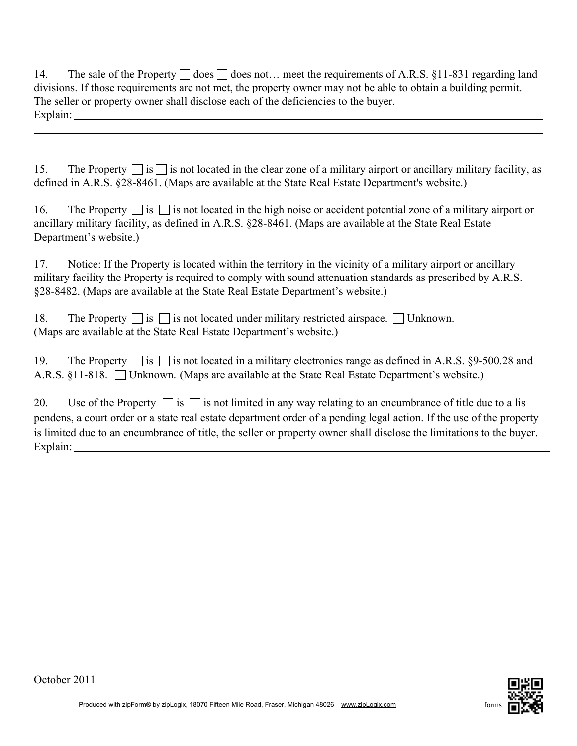14. The sale of the Property ☐ does ☐ does not… meet the requirements of A.R.S. §11-831 regarding land divisions. If those requirements are not met, the property owner may not be able to obtain a building permit. The seller or property owner shall disclose each of the deficiencies to the buyer.
Explain: ______________________________________________________________________________

______________________________________________________________________________________

______________________________________________________________________________________

15. The Property ☐ is ☐ is not located in the clear zone of a military airport or ancillary military facility, as defined in A.R.S. §28-8461. (Maps are available at the State Real Estate Department's website.)

16. The Property ☐ is ☐ is not located in the high noise or accident potential zone of a military airport or ancillary military facility, as defined in A.R.S. §28-8461. (Maps are available at the State Real Estate Department's website.)

17. Notice: If the Property is located within the territory in the vicinity of a military airport or ancillary military facility the Property is required to comply with sound attenuation standards as prescribed by A.R.S. §28-8482. (Maps are available at the State Real Estate Department's website.)

18. The Property ☐ is ☐ is not located under military restricted airspace. ☐ Unknown. (Maps are available at the State Real Estate Department's website.)

19. The Property ☐ is ☐ is not located in a military electronics range as defined in A.R.S. §9-500.28 and A.R.S. §11-818. ☐ Unknown. (Maps are available at the State Real Estate Department's website.)

20. Use of the Property ☐ is ☐ is not limited in any way relating to an encumbrance of title due to a lis pendens, a court order or a state real estate department order of a pending legal action. If the use of the property is limited due to an encumbrance of title, the seller or property owner shall disclose the limitations to the buyer.
Explain: ______________________________________________________________________________

______________________________________________________________________________________

______________________________________________________________________________________

October 2011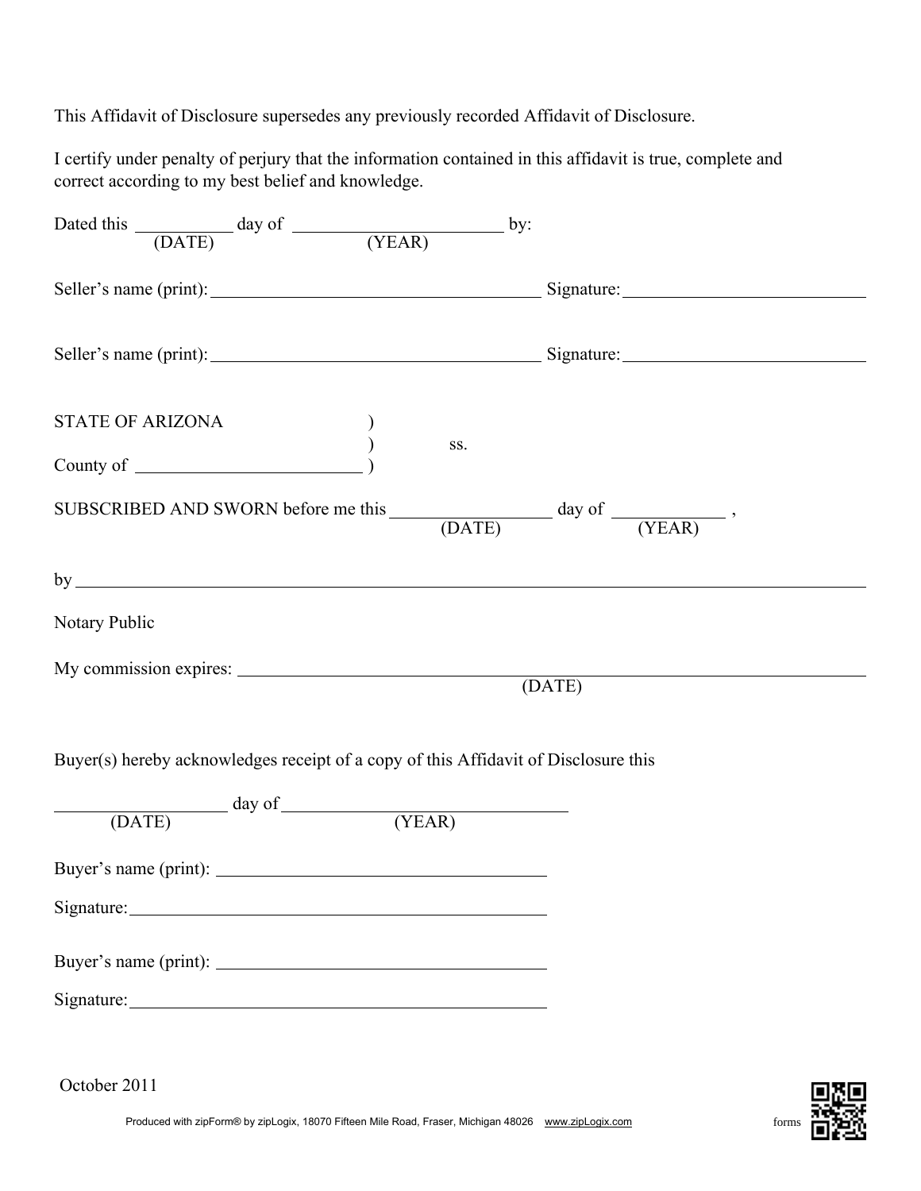This Affidavit of Disclosure supersedes any previously recorded Affidavit of Disclosure.

I certify under penalty of perjury that the information contained in this affidavit is true, complete and correct according to my best belief and knowledge.

Dated this __________ day of ______________________ by:
(DATE) (YEAR)

Seller's name (print): ____________________________________ Signature: __________________________

Seller's name (print): ____________________________________ Signature: __________________________

STATE OF ARIZONA )
) ss.
County of ________________________ )

SUBSCRIBED AND SWORN before me this ________________ day of ___________ ,
(DATE) (YEAR)

by ________________________________________________________________________________

Notary Public

My commission expires: ________________________________________________________________
(DATE)

Buyer(s) hereby acknowledges receipt of a copy of this Affidavit of Disclosure this

__________________ day of ____________________________
(DATE) (YEAR)

Buyer's name (print): ____________________________________

Signature: ____________________________________________

Buyer's name (print): ____________________________________

Signature: ____________________________________________

October 2011

Produced with zipForm® by zipLogix, 18070 Fifteen Mile Road, Fraser, Michigan 48026 www.zipLogix.com